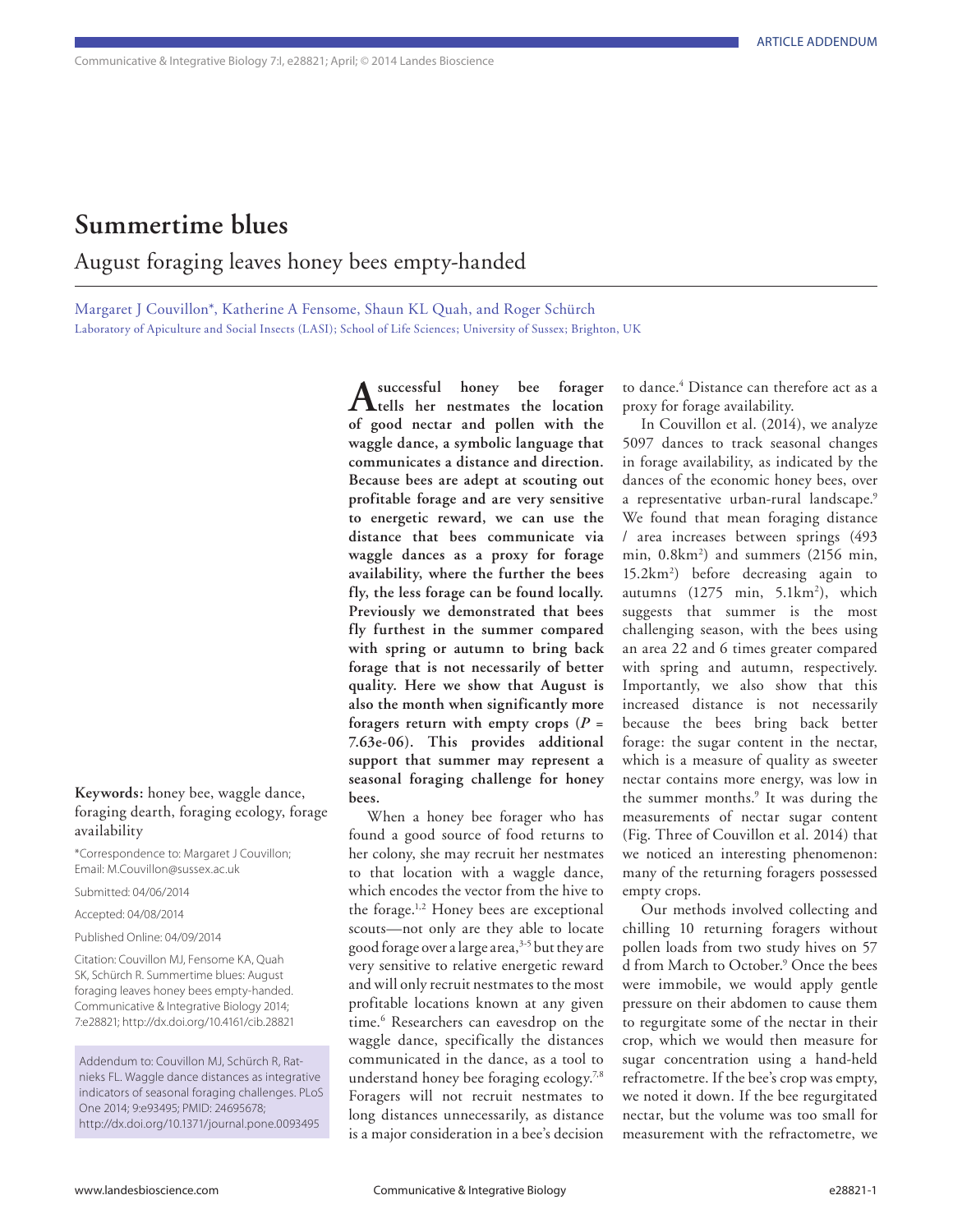ARTICLE ADDENDUM

# Summertime blues

## August foraging leaves honey bees empty-handed

Margaret J Couvillon*, Katherine A Fensome, Shaun KL Quah, and Roger Schürch

Laboratory of Apiculture and Social Insects (LASI); School of Life Sciences; University of Sussex; Brighton, UK

**Keywords:** honey bee, waggle dance, foraging dearth, foraging ecology, forage availability

*Correspondence to: Margaret J Couvillon; Email: M.Couvillon@sussex.ac.uk

Submitted: 04/06/2014

Accepted: 04/08/2014

Published Online: 04/09/2014

Citation: Couvillon MJ, Fensome KA, Quah SK, Schürch R. Summertime blues: August foraging leaves honey bees empty-handed. Communicative & Integrative Biology 2014; 7:e28821; http://dx.doi.org/10.4161/cib.28821

Addendum to: Couvillon MJ, Schürch R, Ratnieks FL. Waggle dance distances as integrative indicators of seasonal foraging challenges. PLoS One 2014; 9:e93495; PMID: 24695678; http://dx.doi.org/10.1371/journal.pone.0093495

**A successful honey bee forager tells her nestmates the location of good nectar and pollen with the waggle dance, a symbolic language that communicates a distance and direction. Because bees are adept at scouting out profitable forage and are very sensitive to energetic reward, we can use the distance that bees communicate via waggle dances as a proxy for forage availability, where the further the bees fly, the less forage can be found locally. Previously we demonstrated that bees fly furthest in the summer compared with spring or autumn to bring back forage that is not necessarily of better quality. Here we show that August is also the month when significantly more foragers return with empty crops (*P* = 7.63e-06). This provides additional support that summer may represent a seasonal foraging challenge for honey bees.**

When a honey bee forager who has found a good source of food returns to her colony, she may recruit her nestmates to that location with a waggle dance, which encodes the vector from the hive to the forage.[1,2] Honey bees are exceptional scouts—not only are they able to locate good forage over a large area,[3-5] but they are very sensitive to relative energetic reward and will only recruit nestmates to the most profitable locations known at any given time.[6] Researchers can eavesdrop on the waggle dance, specifically the distances communicated in the dance, as a tool to understand honey bee foraging ecology.[7,8] Foragers will not recruit nestmates to long distances unnecessarily, as distance is a major consideration in a bee's decision to dance.[4] Distance can therefore act as a proxy for forage availability.

In Couvillon et al. (2014), we analyze 5097 dances to track seasonal changes in forage availability, as indicated by the dances of the economic honey bees, over a representative urban-rural landscape.[9] We found that mean foraging distance / area increases between springs (493 min, 0.8km$^2$) and summers (2156 min, 15.2km$^2$) before decreasing again to autumns (1275 min, 5.1km$^2$), which suggests that summer is the most challenging season, with the bees using an area 22 and 6 times greater compared with spring and autumn, respectively. Importantly, we also show that this increased distance is not necessarily because the bees bring back better forage: the sugar content in the nectar, which is a measure of quality as sweeter nectar contains more energy, was low in the summer months.[9] It was during the measurements of nectar sugar content (Fig. Three of Couvillon et al. 2014) that we noticed an interesting phenomenon: many of the returning foragers possessed empty crops.

Our methods involved collecting and chilling 10 returning foragers without pollen loads from two study hives on 57 d from March to October.[9] Once the bees were immobile, we would apply gentle pressure on their abdomen to cause them to regurgitate some of the nectar in their crop, which we would then measure for sugar concentration using a hand-held refractometre. If the bee's crop was empty, we noted it down. If the bee regurgitated nectar, but the volume was too small for measurement with the refractometre, we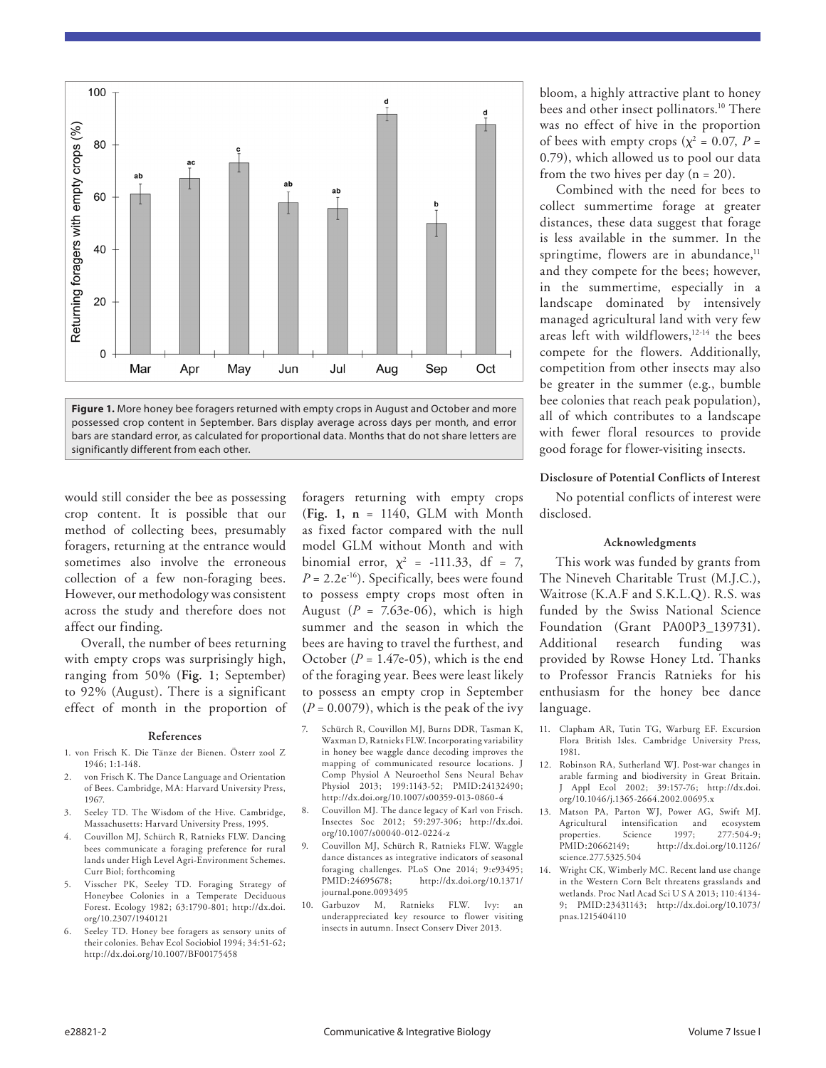100
80
60
40
20
0

Returning foragers with empty crops (%)

ab
ac
c
ab
ab
d
b
d

Mar
Apr
May
Jun
Jul
Aug
Sep
Oct

**Figure 1.** More honey bee foragers returned with empty crops in August and October and more possessed crop content in September. Bars display average across days per month, and error bars are standard error, as calculated for proportional data. Months that do not share letters are significantly different from each other.

would still consider the bee as possessing crop content. It is possible that our method of collecting bees, presumably foragers, returning at the entrance would sometimes also involve the erroneous collection of a few non-foraging bees. However, our methodology was consistent across the study and therefore does not affect our finding.

Overall, the number of bees returning with empty crops was surprisingly high, ranging from 50% (**Fig. 1**; September) to 92% (August). There is a significant effect of month in the proportion of foragers returning with empty crops (**Fig. 1**, **n** = 1140, GLM with Month as fixed factor compared with the null model GLM without Month and with binomial error, $\chi^2$ = -111.33, df = 7, $P = 2.2e^{-16}$). Specifically, bees were found to possess empty crops most often in August ($P$ = 7.63e-06), which is high summer and the season in which the bees are having to travel the furthest, and October ($P$ = 1.47e-05), which is the end of the foraging year. Bees were least likely to possess an empty crop in September ($P$ = 0.0079), which is the peak of the ivy bloom, a highly attractive plant to honey bees and other insect pollinators.[10] There was no effect of hive in the proportion of bees with empty crops ($\chi^2$ = 0.07, $P$ = 0.79), which allowed us to pool our data from the two hives per day (n = 20).

Combined with the need for bees to collect summertime forage at greater distances, these data suggest that forage is less available in the summer. In the springtime, flowers are in abundance,[11] and they compete for the bees; however, in the summertime, especially in a landscape dominated by intensively managed agricultural land with very few areas left with wildflowers,[12-14] the bees compete for the flowers. Additionally, competition from other insects may also be greater in the summer (e.g., bumble bee colonies that reach peak population), all of which contributes to a landscape with fewer floral resources to provide good forage for flower-visiting insects.

#### Disclosure of Potential Conflicts of Interest

No potential conflicts of interest were disclosed.

#### Acknowledgments

This work was funded by grants from The Nineveh Charitable Trust (M.J.C.), Waitrose (K.A.F and S.K.L.Q). R.S. was funded by the Swiss National Science Foundation (Grant PA00P3_139731). Additional research funding was provided by Rowse Honey Ltd. Thanks to Professor Francis Ratnieks for his enthusiasm for the honey bee dance language.

#### References

1. von Frisch K. Die Tänze der Bienen. Österr zool Z 1946; 1:1-148.
2. von Frisch K. The Dance Language and Orientation of Bees. Cambridge, MA: Harvard University Press, 1967.
3. Seeley TD. The Wisdom of the Hive. Cambridge, Massachusetts: Harvard University Press, 1995.
4. Couvillon MJ, Schürch R, Ratnieks FLW. Dancing bees communicate a foraging preference for rural lands under High Level Agri-Environment Schemes. Curr Biol; forthcoming
5. Visscher PK, Seeley TD. Foraging Strategy of Honeybee Colonies in a Temperate Deciduous Forest. Ecology 1982; 63:1790-801; http://dx.doi.org/10.2307/1940121
6. Seeley TD. Honey bee foragers as sensory units of their colonies. Behav Ecol Sociobiol 1994; 34:51-62; http://dx.doi.org/10.1007/BF00175458
7. Schürch R, Couvillon MJ, Burns DDR, Tasman K, Waxman D, Ratnieks FLW. Incorporating variability in honey bee waggle dance decoding improves the mapping of communicated resource locations. J Comp Physiol A Neuroethol Sens Neural Behav Physiol 2013; 199:1143-52; PMID:24132490; http://dx.doi.org/10.1007/s00359-013-0860-4
8. Couvillon MJ. The dance legacy of Karl von Frisch. Insectes Soc 2012; 59:297-306; http://dx.doi.org/10.1007/s00040-012-0224-z
9. Couvillon MJ, Schürch R, Ratnieks FLW. Waggle dance distances as integrative indicators of seasonal foraging challenges. PLoS One 2014; 9:e93495; PMID:24695678; http://dx.doi.org/10.1371/journal.pone.0093495
10. Garbuzov M, Ratnieks FLW. Ivy: an underappreciated key resource to flower visiting insects in autumn. Insect Conserv Diver 2013.
11. Clapham AR, Tutin TG, Warburg EF. Excursion Flora British Isles. Cambridge University Press, 1981.
12. Robinson RA, Sutherland WJ. Post-war changes in arable farming and biodiversity in Great Britain. J Appl Ecol 2002; 39:157-76; http://dx.doi.org/10.1046/j.1365-2664.2002.00695.x
13. Matson PA, Parton WJ, Power AG, Swift MJ. Agricultural intensification and ecosystem properties. Science 1997; 277:504-9; PMID:20662149; http://dx.doi.org/10.1126/science.277.5325.504
14. Wright CK, Wimberly MC. Recent land use change in the Western Corn Belt threatens grasslands and wetlands. Proc Natl Acad Sci U S A 2013; 110:4134-9; PMID:23431143; http://dx.doi.org/10.1073/pnas.1215404110